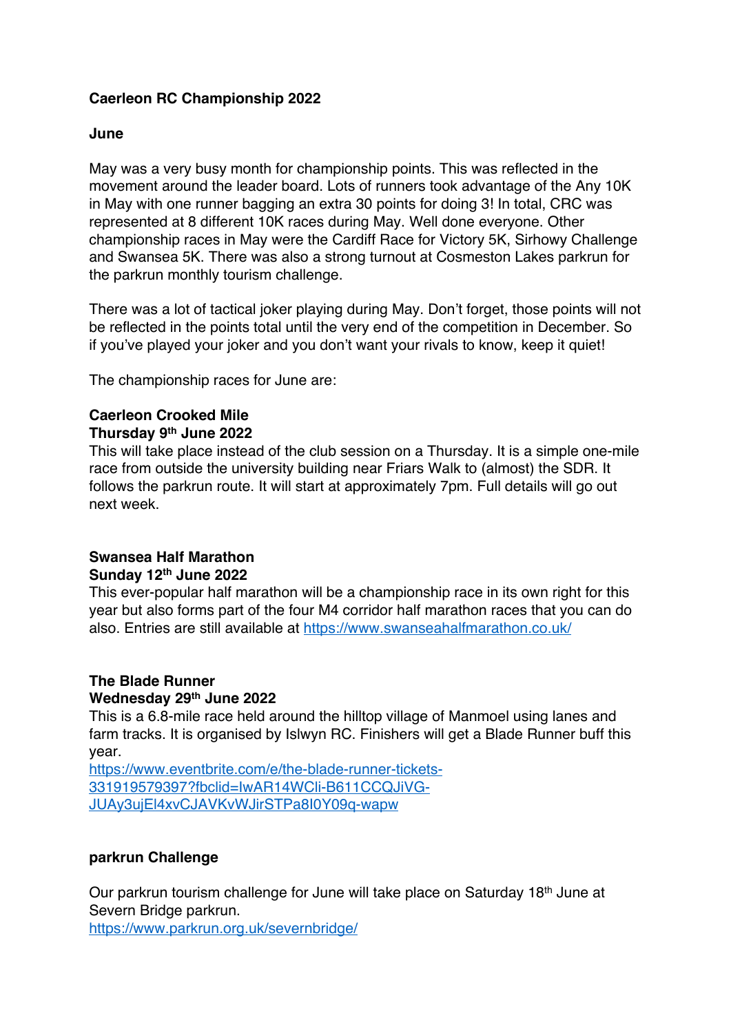# Caerleon RC Championship 2022

## June

May was a very busy month for championship points. This was reflected in the movement around the leader board. Lots of runners took advantage of the Any 10K in May with one runner bagging an extra 30 points for doing 3! In total, CRC was represented at 8 different 10K races during May. Well done everyone. Other championship races in May were the Cardiff Race for Victory 5K, Sirhowy Challenge and Swansea 5K. There was also a strong turnout at Cosmeston Lakes parkrun for the parkrun monthly tourism challenge.

There was a lot of tactical joker playing during May. Don't forget, those points will not be reflected in the points total until the very end of the competition in December. So if you've played your joker and you don't want your rivals to know, keep it quiet!

The championship races for June are:

**Caerleon Crooked Mile**
**Thursday 9th June 2022**
This will take place instead of the club session on a Thursday. It is a simple one-mile race from outside the university building near Friars Walk to (almost) the SDR. It follows the parkrun route. It will start at approximately 7pm. Full details will go out next week.

**Swansea Half Marathon**
**Sunday 12th June 2022**
This ever-popular half marathon will be a championship race in its own right for this year but also forms part of the four M4 corridor half marathon races that you can do also. Entries are still available at https://www.swanseahalfmarathon.co.uk/

**The Blade Runner**
**Wednesday 29th June 2022**
This is a 6.8-mile race held around the hilltop village of Manmoel using lanes and farm tracks. It is organised by Islwyn RC. Finishers will get a Blade Runner buff this year.
https://www.eventbrite.com/e/the-blade-runner-tickets-331919579397?fbclid=IwAR14WCli-B611CCQJiVG-JUAy3ujEl4xvCJAVKvWJirSTPa8I0Y09q-wapw

**parkrun Challenge**

Our parkrun tourism challenge for June will take place on Saturday 18th June at Severn Bridge parkrun.
https://www.parkrun.org.uk/severnbridge/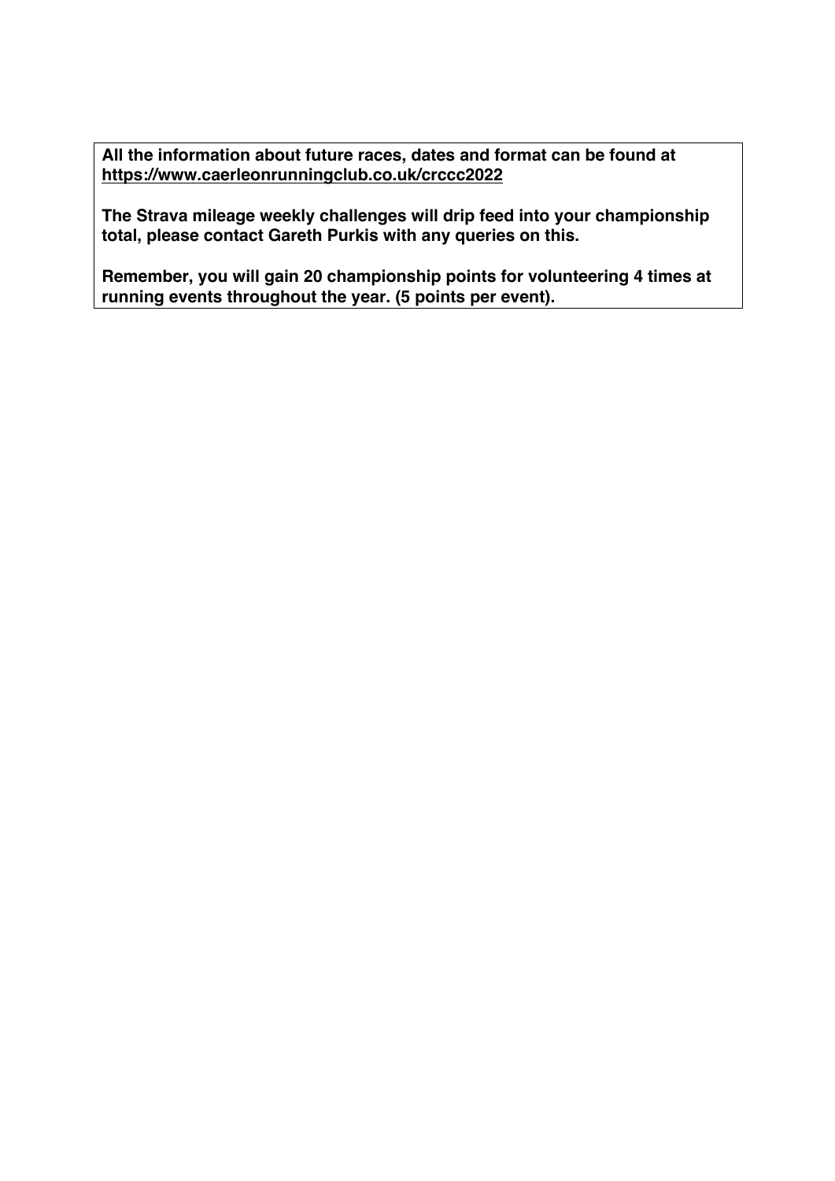**All the information about future races, dates and format can be found at https://www.caerleonrunningclub.co.uk/crccc2022**

**The Strava mileage weekly challenges will drip feed into your championship total, please contact Gareth Purkis with any queries on this.**

**Remember, you will gain 20 championship points for volunteering 4 times at running events throughout the year. (5 points per event).**